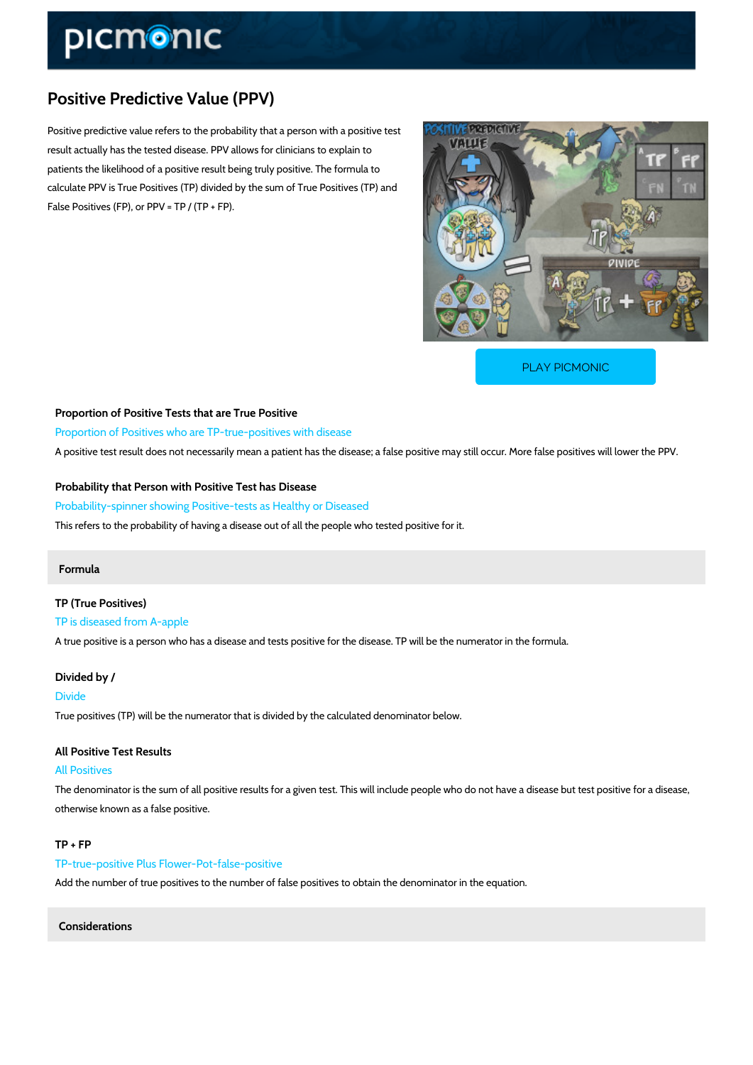# Positive Predictive Value (PPV)

Positive predictive value refers to the probability that a person with a positive test result actually has the tested disease. PPV allows for clinicians to explain to patients the likelihood of a positive result being truly positive. The formula to calculate PPV is True Positives (TP) divided by the sum of True Positives (TP) and False Positives (FP), or PPV = TP / (TP + FP).

PLAY PICMONIC

### Proportion of Positive Tests that are True Positive

Proportion of Positives who are TP-true-positives with disease

A positive test result does not necessarily mean a patient has the disease; a false positive may still occur. More false positives will lower the PPV.

### Probability that Person with Positive Test has Disease

Probability-spinner showing Positive-tests as Healthy or Diseased

This refers to the probability of having a disease out of all the people who tested positive for it.

## Formula

### TP (True Positives)

TP is diseased from A-apple

A true positive is a person who has a disease and tests positive for the disease. TP will be the numerator in the formula.

### Divided by /

Divide

True positives (TP) will be the numerator that is divided by the calculated denominator below.

### All Positive Test Results

All Positives

The denominator is the sum of all positive results for a given test. This will include people who do not have a disease but test positive for a disease, otherwise known as a false positive.

### TP + FP

TP-true-positive Plus Flower-Pot-false-positive

Add the number of true positives to the number of false positives to obtain the denominator in the equation.

## Considerations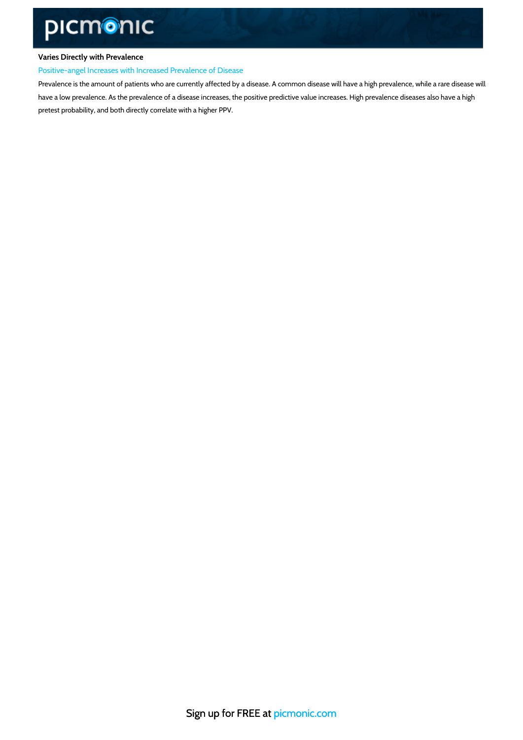**Varies Directly with Prevalence**

Positive-angel Increases with Increased Prevalence of Disease

Prevalence is the amount of patients who are currently affected by a disease. A common disease will have a high prevalence, while a rare disease will have a low prevalence. As the prevalence of a disease increases, the positive predictive value increases. High prevalence diseases also have a high pretest probability, and both directly correlate with a higher PPV.